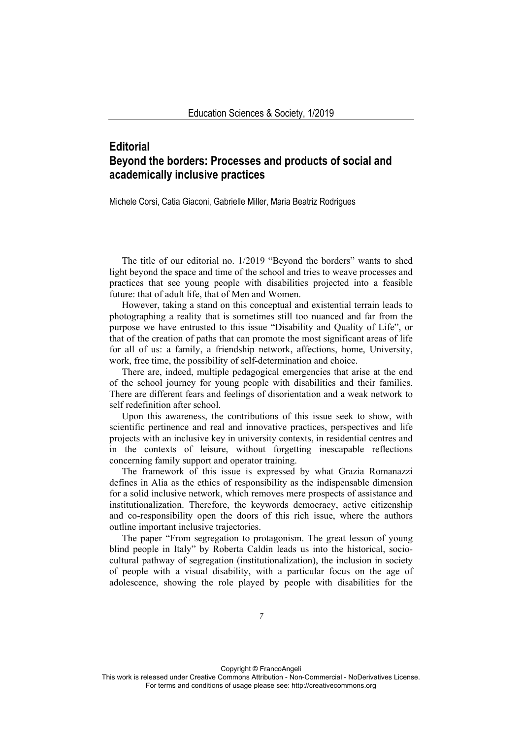# Editorial
# Beyond the borders: Processes and products of social and academically inclusive practices

Michele Corsi, Catia Giaconi, Gabrielle Miller, Maria Beatriz Rodrigues

The title of our editorial no. 1/2019 "Beyond the borders" wants to shed light beyond the space and time of the school and tries to weave processes and practices that see young people with disabilities projected into a feasible future: that of adult life, that of Men and Women.

However, taking a stand on this conceptual and existential terrain leads to photographing a reality that is sometimes still too nuanced and far from the purpose we have entrusted to this issue "Disability and Quality of Life", or that of the creation of paths that can promote the most significant areas of life for all of us: a family, a friendship network, affections, home, University, work, free time, the possibility of self-determination and choice.

There are, indeed, multiple pedagogical emergencies that arise at the end of the school journey for young people with disabilities and their families. There are different fears and feelings of disorientation and a weak network to self redefinition after school.

Upon this awareness, the contributions of this issue seek to show, with scientific pertinence and real and innovative practices, perspectives and life projects with an inclusive key in university contexts, in residential centres and in the contexts of leisure, without forgetting inescapable reflections concerning family support and operator training.

The framework of this issue is expressed by what Grazia Romanazzi defines in Alia as the ethics of responsibility as the indispensable dimension for a solid inclusive network, which removes mere prospects of assistance and institutionalization. Therefore, the keywords democracy, active citizenship and co-responsibility open the doors of this rich issue, where the authors outline important inclusive trajectories.

The paper "From segregation to protagonism. The great lesson of young blind people in Italy" by Roberta Caldin leads us into the historical, socio-cultural pathway of segregation (institutionalization), the inclusion in society of people with a visual disability, with a particular focus on the age of adolescence, showing the role played by people with disabilities for the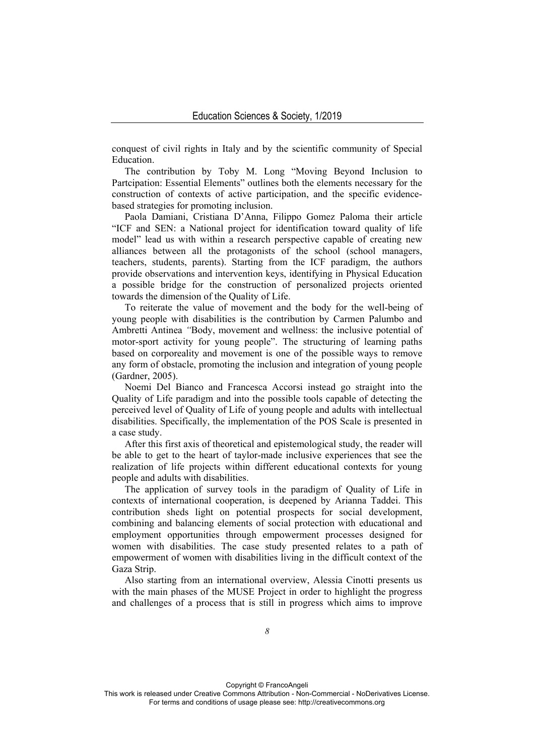conquest of civil rights in Italy and by the scientific community of Special Education.

The contribution by Toby M. Long "Moving Beyond Inclusion to Partcipation: Essential Elements" outlines both the elements necessary for the construction of contexts of active participation, and the specific evidence-based strategies for promoting inclusion.

Paola Damiani, Cristiana D'Anna, Filippo Gomez Paloma their article "ICF and SEN: a National project for identification toward quality of life model" lead us with within a research perspective capable of creating new alliances between all the protagonists of the school (school managers, teachers, students, parents). Starting from the ICF paradigm, the authors provide observations and intervention keys, identifying in Physical Education a possible bridge for the construction of personalized projects oriented towards the dimension of the Quality of Life.

To reiterate the value of movement and the body for the well-being of young people with disabilities is the contribution by Carmen Palumbo and Ambretti Antinea *"*Body, movement and wellness: the inclusive potential of motor-sport activity for young people". The structuring of learning paths based on corporeality and movement is one of the possible ways to remove any form of obstacle, promoting the inclusion and integration of young people (Gardner, 2005).

Noemi Del Bianco and Francesca Accorsi instead go straight into the Quality of Life paradigm and into the possible tools capable of detecting the perceived level of Quality of Life of young people and adults with intellectual disabilities. Specifically, the implementation of the POS Scale is presented in a case study.

After this first axis of theoretical and epistemological study, the reader will be able to get to the heart of taylor-made inclusive experiences that see the realization of life projects within different educational contexts for young people and adults with disabilities.

The application of survey tools in the paradigm of Quality of Life in contexts of international cooperation, is deepened by Arianna Taddei. This contribution sheds light on potential prospects for social development, combining and balancing elements of social protection with educational and employment opportunities through empowerment processes designed for women with disabilities. The case study presented relates to a path of empowerment of women with disabilities living in the difficult context of the Gaza Strip.

Also starting from an international overview, Alessia Cinotti presents us with the main phases of the MUSE Project in order to highlight the progress and challenges of a process that is still in progress which aims to improve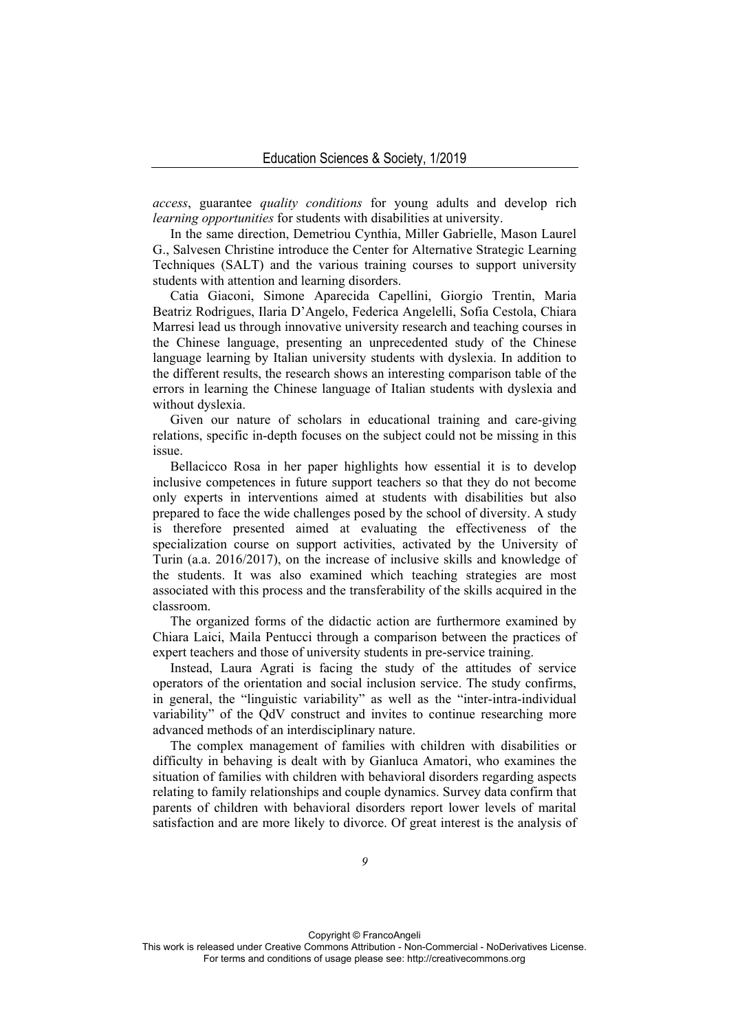*access*, guarantee *quality conditions* for young adults and develop rich *learning opportunities* for students with disabilities at university.

In the same direction, Demetriou Cynthia, Miller Gabrielle, Mason Laurel G., Salvesen Christine introduce the Center for Alternative Strategic Learning Techniques (SALT) and the various training courses to support university students with attention and learning disorders.

Catia Giaconi, Simone Aparecida Capellini, Giorgio Trentin, Maria Beatriz Rodrigues, Ilaria D'Angelo, Federica Angelelli, Sofia Cestola, Chiara Marresi lead us through innovative university research and teaching courses in the Chinese language, presenting an unprecedented study of the Chinese language learning by Italian university students with dyslexia. In addition to the different results, the research shows an interesting comparison table of the errors in learning the Chinese language of Italian students with dyslexia and without dyslexia.

Given our nature of scholars in educational training and care-giving relations, specific in-depth focuses on the subject could not be missing in this issue.

Bellacicco Rosa in her paper highlights how essential it is to develop inclusive competences in future support teachers so that they do not become only experts in interventions aimed at students with disabilities but also prepared to face the wide challenges posed by the school of diversity. A study is therefore presented aimed at evaluating the effectiveness of the specialization course on support activities, activated by the University of Turin (a.a. 2016/2017), on the increase of inclusive skills and knowledge of the students. It was also examined which teaching strategies are most associated with this process and the transferability of the skills acquired in the classroom.

The organized forms of the didactic action are furthermore examined by Chiara Laici, Maila Pentucci through a comparison between the practices of expert teachers and those of university students in pre-service training.

Instead, Laura Agrati is facing the study of the attitudes of service operators of the orientation and social inclusion service. The study confirms, in general, the "linguistic variability" as well as the "inter-intra-individual variability" of the QdV construct and invites to continue researching more advanced methods of an interdisciplinary nature.

The complex management of families with children with disabilities or difficulty in behaving is dealt with by Gianluca Amatori, who examines the situation of families with children with behavioral disorders regarding aspects relating to family relationships and couple dynamics. Survey data confirm that parents of children with behavioral disorders report lower levels of marital satisfaction and are more likely to divorce. Of great interest is the analysis of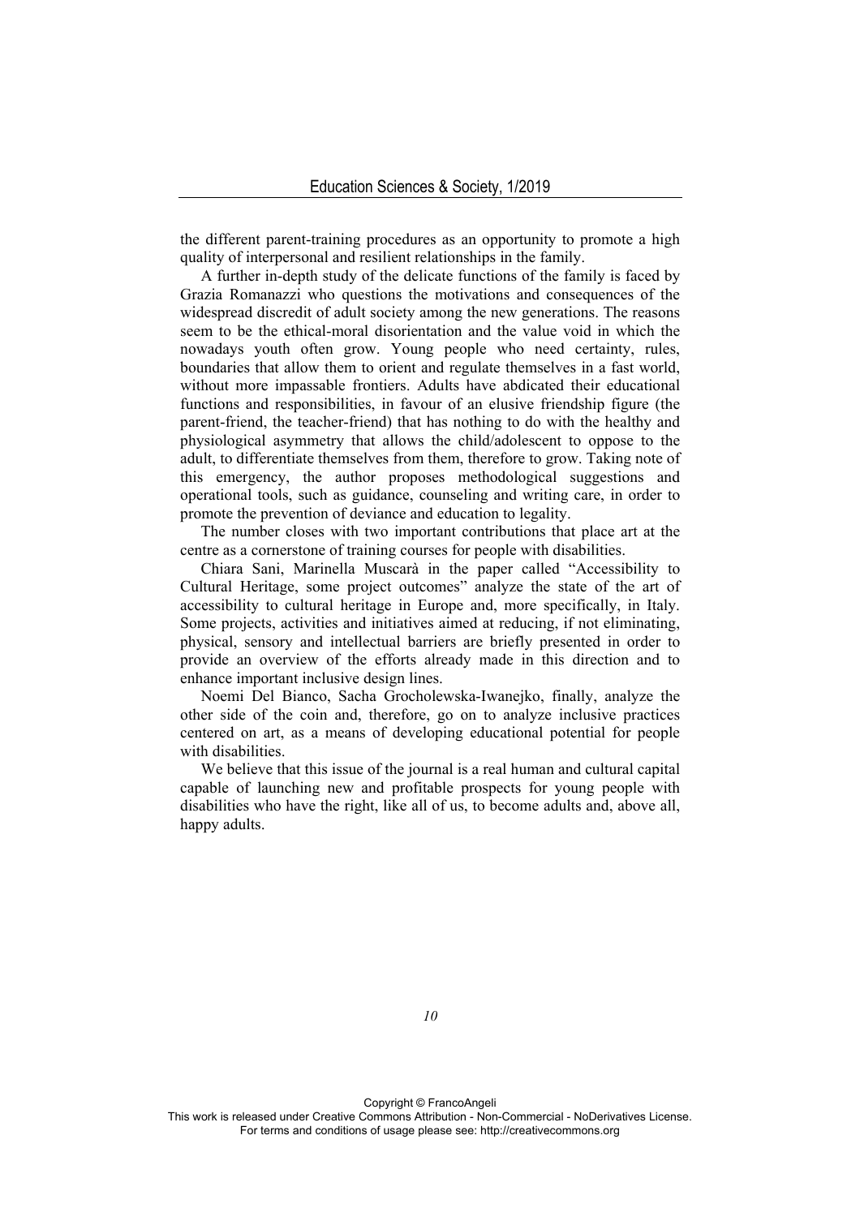the different parent-training procedures as an opportunity to promote a high quality of interpersonal and resilient relationships in the family.

A further in-depth study of the delicate functions of the family is faced by Grazia Romanazzi who questions the motivations and consequences of the widespread discredit of adult society among the new generations. The reasons seem to be the ethical-moral disorientation and the value void in which the nowadays youth often grow. Young people who need certainty, rules, boundaries that allow them to orient and regulate themselves in a fast world, without more impassable frontiers. Adults have abdicated their educational functions and responsibilities, in favour of an elusive friendship figure (the parent-friend, the teacher-friend) that has nothing to do with the healthy and physiological asymmetry that allows the child/adolescent to oppose to the adult, to differentiate themselves from them, therefore to grow. Taking note of this emergency, the author proposes methodological suggestions and operational tools, such as guidance, counseling and writing care, in order to promote the prevention of deviance and education to legality.

The number closes with two important contributions that place art at the centre as a cornerstone of training courses for people with disabilities.

Chiara Sani, Marinella Muscarà in the paper called "Accessibility to Cultural Heritage, some project outcomes" analyze the state of the art of accessibility to cultural heritage in Europe and, more specifically, in Italy. Some projects, activities and initiatives aimed at reducing, if not eliminating, physical, sensory and intellectual barriers are briefly presented in order to provide an overview of the efforts already made in this direction and to enhance important inclusive design lines.

Noemi Del Bianco, Sacha Grocholewska-Iwanejko, finally, analyze the other side of the coin and, therefore, go on to analyze inclusive practices centered on art, as a means of developing educational potential for people with disabilities.

We believe that this issue of the journal is a real human and cultural capital capable of launching new and profitable prospects for young people with disabilities who have the right, like all of us, to become adults and, above all, happy adults.